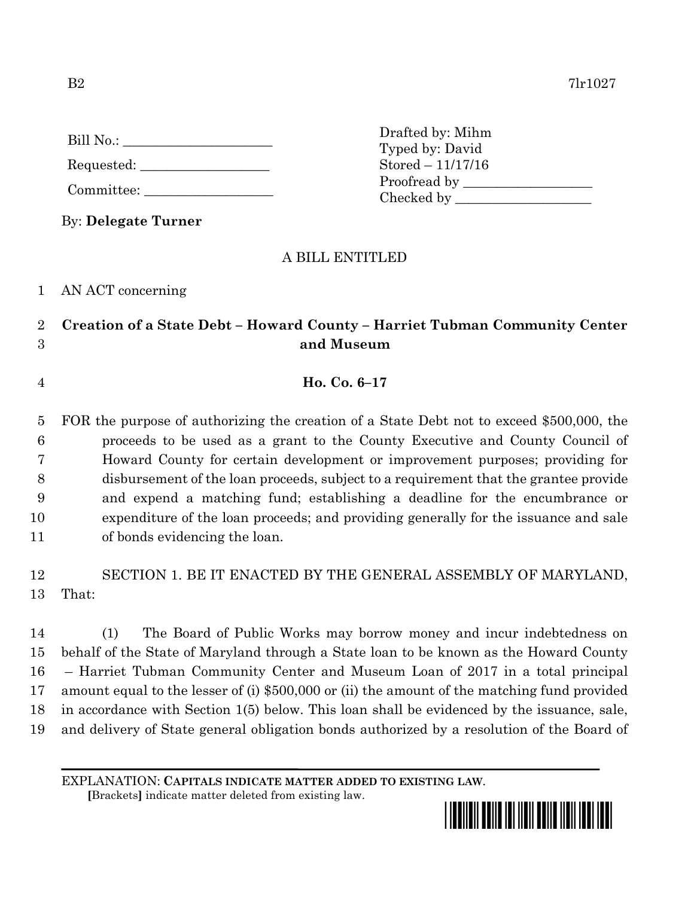B2 7lr1027

Bill No.: ______________________

Requested: ___________________

Committee: ___________________

Drafted by: Mihm
Typed by: David
Stored – 11/17/16
Proofread by ___________________
Checked by ____________________

By: **Delegate Turner**

A BILL ENTITLED

AN ACT concerning

**Creation of a State Debt – Howard County – Harriet Tubman Community Center and Museum**

**Ho. Co. 6–17**

FOR the purpose of authorizing the creation of a State Debt not to exceed $500,000, the proceeds to be used as a grant to the County Executive and County Council of Howard County for certain development or improvement purposes; providing for disbursement of the loan proceeds, subject to a requirement that the grantee provide and expend a matching fund; establishing a deadline for the encumbrance or expenditure of the loan proceeds; and providing generally for the issuance and sale of bonds evidencing the loan.

SECTION 1. BE IT ENACTED BY THE GENERAL ASSEMBLY OF MARYLAND, That:

(1) The Board of Public Works may borrow money and incur indebtedness on behalf of the State of Maryland through a State loan to be known as the Howard County – Harriet Tubman Community Center and Museum Loan of 2017 in a total principal amount equal to the lesser of (i) $500,000 or (ii) the amount of the matching fund provided in accordance with Section 1(5) below. This loan shall be evidenced by the issuance, sale, and delivery of State general obligation bonds authorized by a resolution of the Board of

EXPLANATION: **CAPITALS INDICATE MATTER ADDED TO EXISTING LAW.**
**[**Brackets**]** indicate matter deleted from existing law.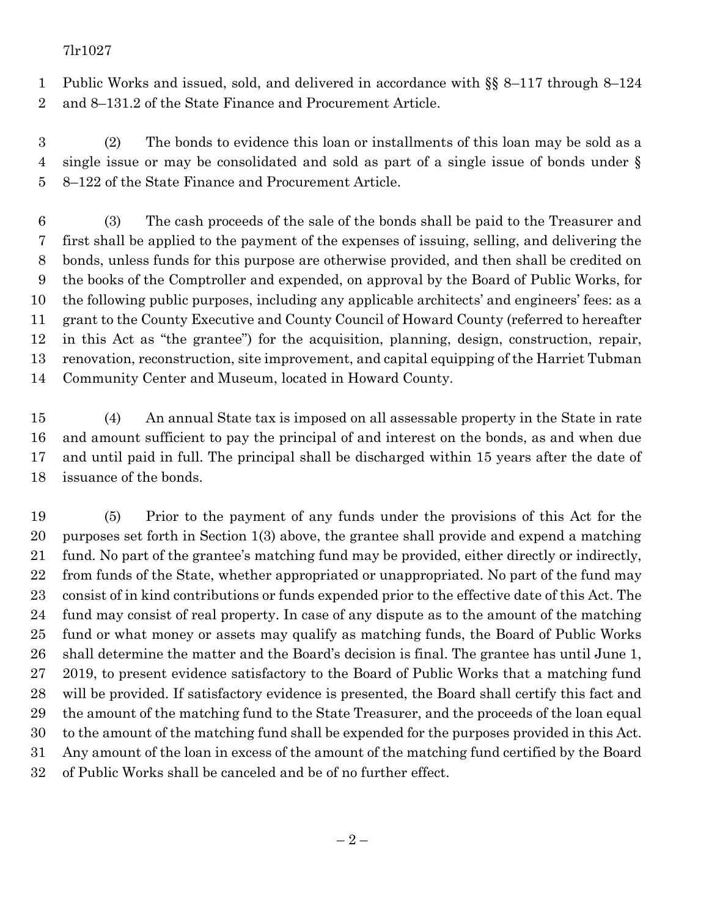Public Works and issued, sold, and delivered in accordance with §§ 8–117 through 8–124 and 8–131.2 of the State Finance and Procurement Article.

(2) The bonds to evidence this loan or installments of this loan may be sold as a single issue or may be consolidated and sold as part of a single issue of bonds under § 8–122 of the State Finance and Procurement Article.

(3) The cash proceeds of the sale of the bonds shall be paid to the Treasurer and first shall be applied to the payment of the expenses of issuing, selling, and delivering the bonds, unless funds for this purpose are otherwise provided, and then shall be credited on the books of the Comptroller and expended, on approval by the Board of Public Works, for the following public purposes, including any applicable architects' and engineers' fees: as a grant to the County Executive and County Council of Howard County (referred to hereafter in this Act as "the grantee") for the acquisition, planning, design, construction, repair, renovation, reconstruction, site improvement, and capital equipping of the Harriet Tubman Community Center and Museum, located in Howard County.

(4) An annual State tax is imposed on all assessable property in the State in rate and amount sufficient to pay the principal of and interest on the bonds, as and when due and until paid in full. The principal shall be discharged within 15 years after the date of issuance of the bonds.

(5) Prior to the payment of any funds under the provisions of this Act for the purposes set forth in Section 1(3) above, the grantee shall provide and expend a matching fund. No part of the grantee's matching fund may be provided, either directly or indirectly, from funds of the State, whether appropriated or unappropriated. No part of the fund may consist of in kind contributions or funds expended prior to the effective date of this Act. The fund may consist of real property. In case of any dispute as to the amount of the matching fund or what money or assets may qualify as matching funds, the Board of Public Works shall determine the matter and the Board's decision is final. The grantee has until June 1, 2019, to present evidence satisfactory to the Board of Public Works that a matching fund will be provided. If satisfactory evidence is presented, the Board shall certify this fact and the amount of the matching fund to the State Treasurer, and the proceeds of the loan equal to the amount of the matching fund shall be expended for the purposes provided in this Act. Any amount of the loan in excess of the amount of the matching fund certified by the Board of Public Works shall be canceled and be of no further effect.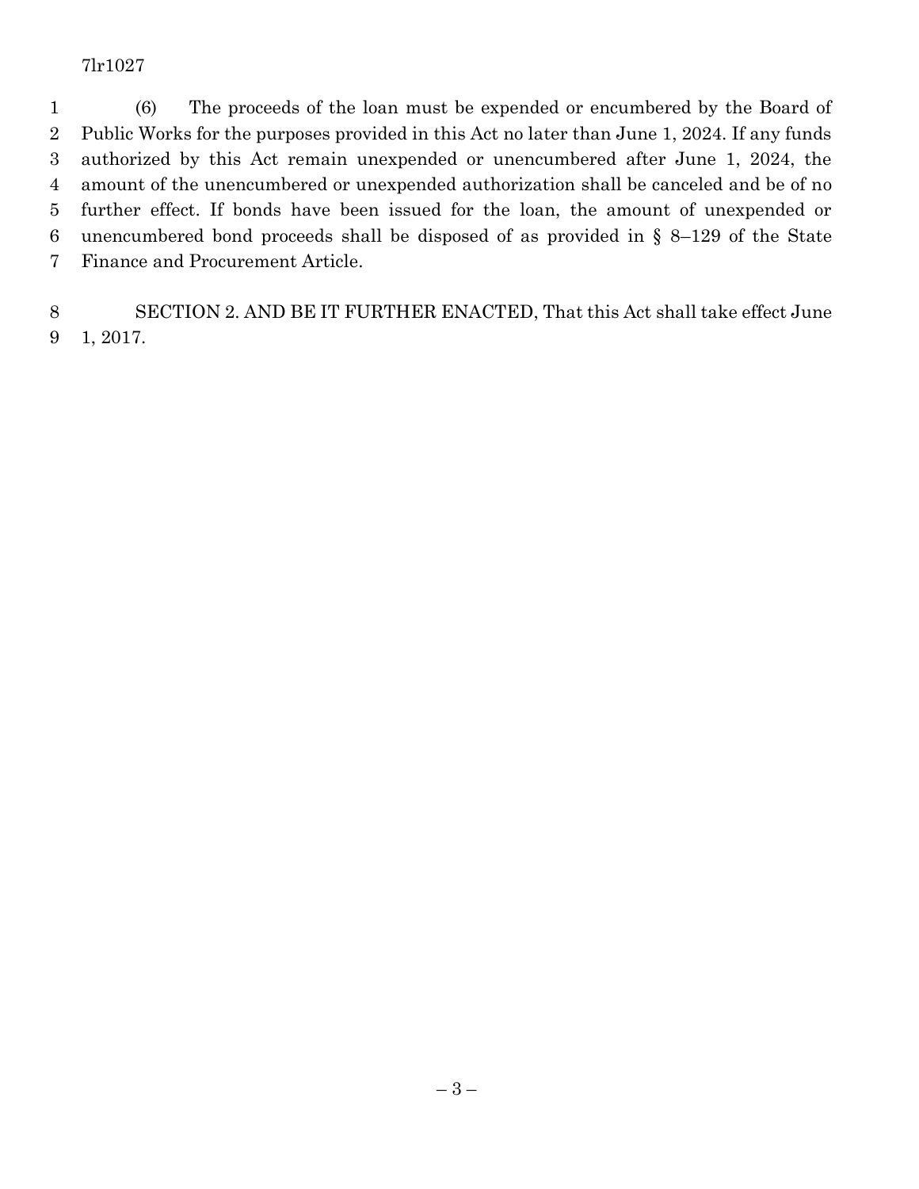(6) The proceeds of the loan must be expended or encumbered by the Board of Public Works for the purposes provided in this Act no later than June 1, 2024. If any funds authorized by this Act remain unexpended or unencumbered after June 1, 2024, the amount of the unencumbered or unexpended authorization shall be canceled and be of no further effect. If bonds have been issued for the loan, the amount of unexpended or unencumbered bond proceeds shall be disposed of as provided in § 8–129 of the State Finance and Procurement Article.

SECTION 2. AND BE IT FURTHER ENACTED, That this Act shall take effect June 1, 2017.